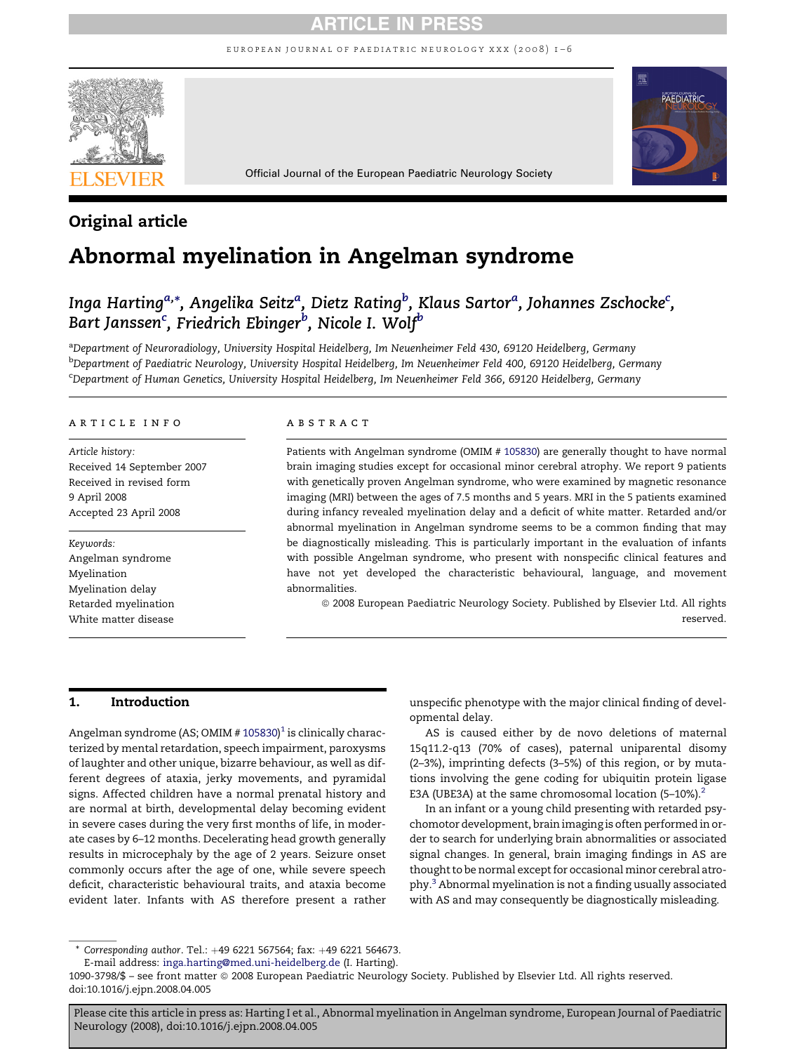Original article

# Abnormal myelination in Angelman syndrome

*Inga Harting*[a,*], *Angelika Seitz*[a], *Dietz Rating*[b], *Klaus Sartor*[a], *Johannes Zschocke*[c], *Bart Janssen*[c], *Friedrich Ebinger*[b], *Nicole I. Wolf*[b]

[a]*Department of Neuroradiology, University Hospital Heidelberg, Im Neuenheimer Feld 430, 69120 Heidelberg, Germany*
[b]*Department of Paediatric Neurology, University Hospital Heidelberg, Im Neuenheimer Feld 400, 69120 Heidelberg, Germany*
[c]*Department of Human Genetics, University Hospital Heidelberg, Im Neuenheimer Feld 366, 69120 Heidelberg, Germany*

## ARTICLE INFO

*Article history:*
Received 14 September 2007
Received in revised form
9 April 2008
Accepted 23 April 2008

*Keywords:*
Angelman syndrome
Myelination
Myelination delay
Retarded myelination
White matter disease

## ABSTRACT

Patients with Angelman syndrome (OMIM # 105830) are generally thought to have normal brain imaging studies except for occasional minor cerebral atrophy. We report 9 patients with genetically proven Angelman syndrome, who were examined by magnetic resonance imaging (MRI) between the ages of 7.5 months and 5 years. MRI in the 5 patients examined during infancy revealed myelination delay and a deficit of white matter. Retarded and/or abnormal myelination in Angelman syndrome seems to be a common finding that may be diagnostically misleading. This is particularly important in the evaluation of infants with possible Angelman syndrome, who present with nonspecific clinical features and have not yet developed the characteristic behavioural, language, and movement abnormalities.

© 2008 European Paediatric Neurology Society. Published by Elsevier Ltd. All rights reserved.

## 1. Introduction

Angelman syndrome (AS; OMIM # 105830)[1] is clinically characterized by mental retardation, speech impairment, paroxysms of laughter and other unique, bizarre behaviour, as well as different degrees of ataxia, jerky movements, and pyramidal signs. Affected children have a normal prenatal history and are normal at birth, developmental delay becoming evident in severe cases during the very first months of life, in moderate cases by 6–12 months. Decelerating head growth generally results in microcephaly by the age of 2 years. Seizure onset commonly occurs after the age of one, while severe speech deficit, characteristic behavioural traits, and ataxia become evident later. Infants with AS therefore present a rather unspecific phenotype with the major clinical finding of developmental delay.

AS is caused either by de novo deletions of maternal 15q11.2-q13 (70% of cases), paternal uniparental disomy (2–3%), imprinting defects (3–5%) of this region, or by mutations involving the gene coding for ubiquitin protein ligase E3A (UBE3A) at the same chromosomal location (5–10%).[2]

In an infant or a young child presenting with retarded psychomotor development, brain imaging is often performed in order to search for underlying brain abnormalities or associated signal changes. In general, brain imaging findings in AS are thought to be normal except for occasional minor cerebral atrophy.[3] Abnormal myelination is not a finding usually associated with AS and may consequently be diagnostically misleading.

\* *Corresponding author*. Tel.: +49 6221 567564; fax: +49 6221 564673.
E-mail address: inga.harting@med.uni-heidelberg.de (I. Harting).
1090-3798/$ – see front matter © 2008 European Paediatric Neurology Society. Published by Elsevier Ltd. All rights reserved.
doi:10.1016/j.ejpn.2008.04.005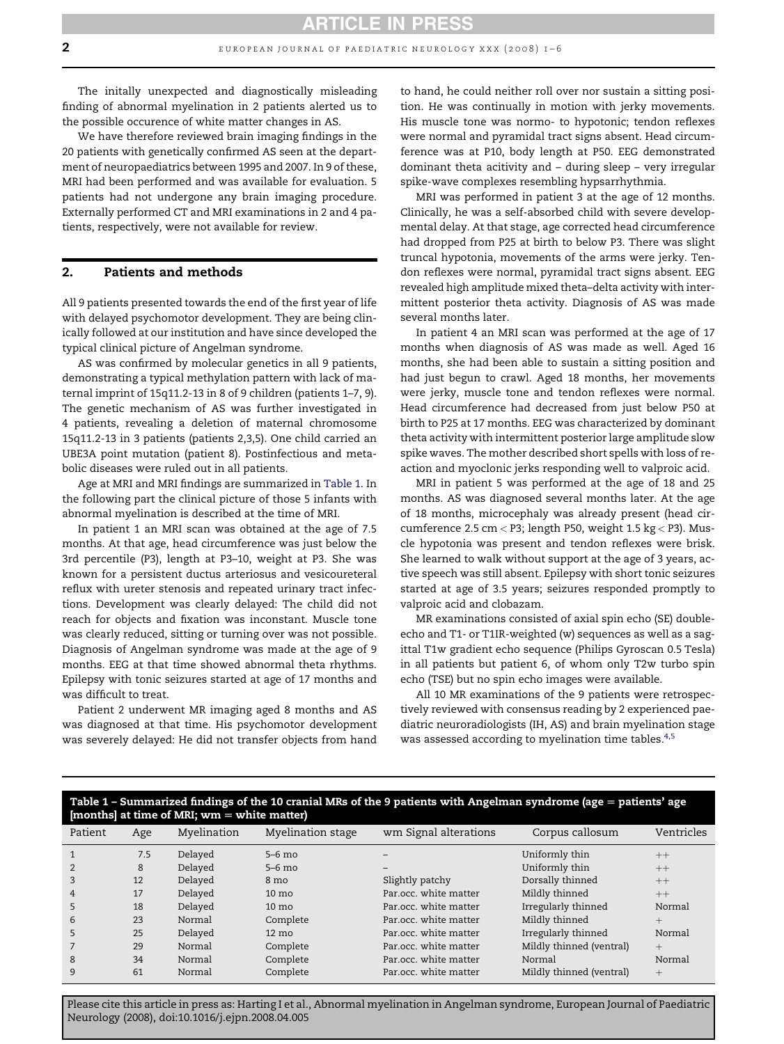The initally unexpected and diagnostically misleading finding of abnormal myelination in 2 patients alerted us to the possible occurence of white matter changes in AS.

We have therefore reviewed brain imaging findings in the 20 patients with genetically confirmed AS seen at the department of neuropaediatrics between 1995 and 2007. In 9 of these, MRI had been performed and was available for evaluation. 5 patients had not undergone any brain imaging procedure. Externally performed CT and MRI examinations in 2 and 4 patients, respectively, were not available for review.

## 2. Patients and methods

All 9 patients presented towards the end of the first year of life with delayed psychomotor development. They are being clinically followed at our institution and have since developed the typical clinical picture of Angelman syndrome.

AS was confirmed by molecular genetics in all 9 patients, demonstrating a typical methylation pattern with lack of maternal imprint of 15q11.2-13 in 8 of 9 children (patients 1–7, 9). The genetic mechanism of AS was further investigated in 4 patients, revealing a deletion of maternal chromosome 15q11.2-13 in 3 patients (patients 2,3,5). One child carried an UBE3A point mutation (patient 8). Postinfectious and metabolic diseases were ruled out in all patients.

Age at MRI and MRI findings are summarized in Table 1. In the following part the clinical picture of those 5 infants with abnormal myelination is described at the time of MRI.

In patient 1 an MRI scan was obtained at the age of 7.5 months. At that age, head circumference was just below the 3rd percentile (P3), length at P3–10, weight at P3. She was known for a persistent ductus arteriosus and vesicoureteral reflux with ureter stenosis and repeated urinary tract infections. Development was clearly delayed: The child did not reach for objects and fixation was inconstant. Muscle tone was clearly reduced, sitting or turning over was not possible. Diagnosis of Angelman syndrome was made at the age of 9 months. EEG at that time showed abnormal theta rhythms. Epilepsy with tonic seizures started at age of 17 months and was difficult to treat.

Patient 2 underwent MR imaging aged 8 months and AS was diagnosed at that time. His psychomotor development was severely delayed: He did not transfer objects from hand to hand, he could neither roll over nor sustain a sitting position. He was continually in motion with jerky movements. His muscle tone was normo- to hypotonic; tendon reflexes were normal and pyramidal tract signs absent. Head circumference was at P10, body length at P50. EEG demonstrated dominant theta acitivity and – during sleep – very irregular spike-wave complexes resembling hypsarrhythmia.

MRI was performed in patient 3 at the age of 12 months. Clinically, he was a self-absorbed child with severe developmental delay. At that stage, age corrected head circumference had dropped from P25 at birth to below P3. There was slight truncal hypotonia, movements of the arms were jerky. Tendon reflexes were normal, pyramidal tract signs absent. EEG revealed high amplitude mixed theta–delta activity with intermittent posterior theta activity. Diagnosis of AS was made several months later.

In patient 4 an MRI scan was performed at the age of 17 months when diagnosis of AS was made as well. Aged 16 months, she had been able to sustain a sitting position and had just begun to crawl. Aged 18 months, her movements were jerky, muscle tone and tendon reflexes were normal. Head circumference had decreased from just below P50 at birth to P25 at 17 months. EEG was characterized by dominant theta activity with intermittent posterior large amplitude slow spike waves. The mother described short spells with loss of reaction and myoclonic jerks responding well to valproic acid.

MRI in patient 5 was performed at the age of 18 and 25 months. AS was diagnosed several months later. At the age of 18 months, microcephaly was already present (head circumference 2.5 cm < P3; length P50, weight 1.5 kg < P3). Muscle hypotonia was present and tendon reflexes were brisk. She learned to walk without support at the age of 3 years, active speech was still absent. Epilepsy with short tonic seizures started at age of 3.5 years; seizures responded promptly to valproic acid and clobazam.

MR examinations consisted of axial spin echo (SE) double-echo and T1- or T1IR-weighted (w) sequences as well as a sagittal T1w gradient echo sequence (Philips Gyroscan 0.5 Tesla) in all patients but patient 6, of whom only T2w turbo spin echo (TSE) but no spin echo images were available.

All 10 MR examinations of the 9 patients were retrospectively reviewed with consensus reading by 2 experienced paediatric neuroradiologists (IH, AS) and brain myelination stage was assessed according to myelination time tables.[4,5]

**Table 1 – Summarized findings of the 10 cranial MRs of the 9 patients with Angelman syndrome (age = patients' age [months] at time of MRI; wm = white matter)**

| Patient | Age | Myelination | Myelination stage | wm Signal alterations | Corpus callosum | Ventricles |
|---|---|---|---|---|---|---|
| 1 | 7.5 | Delayed | 5–6 mo | – | Uniformly thin | ++ |
| 2 | 8 | Delayed | 5–6 mo | – | Uniformly thin | ++ |
| 3 | 12 | Delayed | 8 mo | Slightly patchy | Dorsally thinned | ++ |
| 4 | 17 | Delayed | 10 mo | Par.occ. white matter | Mildly thinned | ++ |
| 5 | 18 | Delayed | 10 mo | Par.occ. white matter | Irregularly thinned | Normal |
| 6 | 23 | Normal | Complete | Par.occ. white matter | Mildly thinned | + |
| 5 | 25 | Delayed | 12 mo | Par.occ. white matter | Irregularly thinned | Normal |
| 7 | 29 | Normal | Complete | Par.occ. white matter | Mildly thinned (ventral) | + |
| 8 | 34 | Normal | Complete | Par.occ. white matter | Normal | Normal |
| 9 | 61 | Normal | Complete | Par.occ. white matter | Mildly thinned (ventral) | + |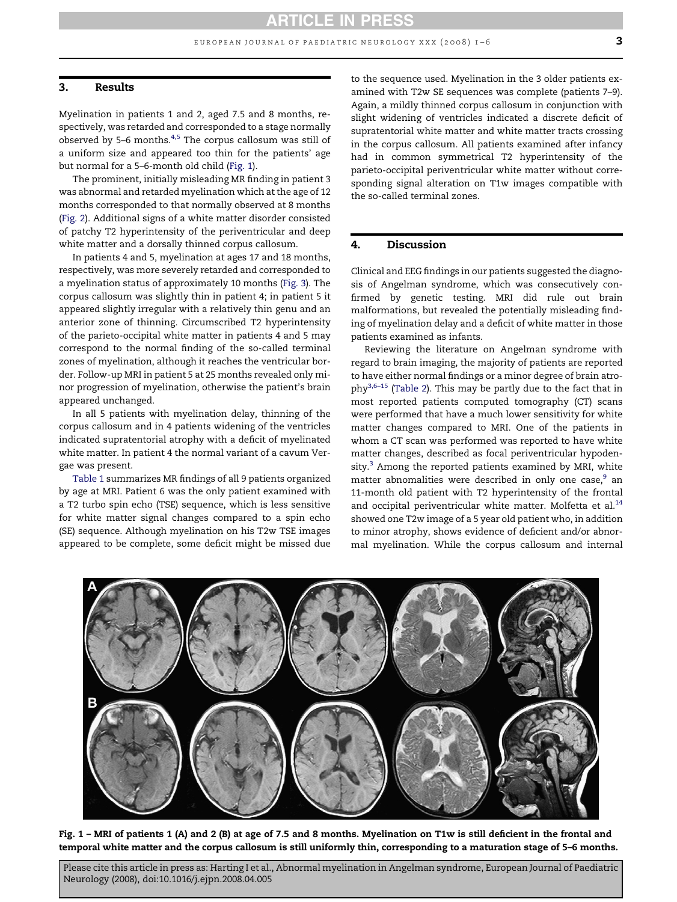## 3. Results

Myelination in patients 1 and 2, aged 7.5 and 8 months, respectively, was retarded and corresponded to a stage normally observed by 5–6 months.[4,5] The corpus callosum was still of a uniform size and appeared too thin for the patients' age but normal for a 5–6-month old child (Fig. 1).

The prominent, initially misleading MR finding in patient 3 was abnormal and retarded myelination which at the age of 12 months corresponded to that normally observed at 8 months (Fig. 2). Additional signs of a white matter disorder consisted of patchy T2 hyperintensity of the periventricular and deep white matter and a dorsally thinned corpus callosum.

In patients 4 and 5, myelination at ages 17 and 18 months, respectively, was more severely retarded and corresponded to a myelination status of approximately 10 months (Fig. 3). The corpus callosum was slightly thin in patient 4; in patient 5 it appeared slightly irregular with a relatively thin genu and an anterior zone of thinning. Circumscribed T2 hyperintensity of the parieto-occipital white matter in patients 4 and 5 may correspond to the normal finding of the so-called terminal zones of myelination, although it reaches the ventricular border. Follow-up MRI in patient 5 at 25 months revealed only minor progression of myelination, otherwise the patient's brain appeared unchanged.

In all 5 patients with myelination delay, thinning of the corpus callosum and in 4 patients widening of the ventricles indicated supratentorial atrophy with a deficit of myelinated white matter. In patient 4 the normal variant of a cavum Vergae was present.

Table 1 summarizes MR findings of all 9 patients organized by age at MRI. Patient 6 was the only patient examined with a T2 turbo spin echo (TSE) sequence, which is less sensitive for white matter signal changes compared to a spin echo (SE) sequence. Although myelination on his T2w TSE images appeared to be complete, some deficit might be missed due to the sequence used. Myelination in the 3 older patients examined with T2w SE sequences was complete (patients 7–9). Again, a mildly thinned corpus callosum in conjunction with slight widening of ventricles indicated a discrete deficit of supratentorial white matter and white matter tracts crossing in the corpus callosum. All patients examined after infancy had in common symmetrical T2 hyperintensity of the parieto-occipital periventricular white matter without corresponding signal alteration on T1w images compatible with the so-called terminal zones.

## 4. Discussion

Clinical and EEG findings in our patients suggested the diagnosis of Angelman syndrome, which was consecutively confirmed by genetic testing. MRI did rule out brain malformations, but revealed the potentially misleading finding of myelination delay and a deficit of white matter in those patients examined as infants.

Reviewing the literature on Angelman syndrome with regard to brain imaging, the majority of patients are reported to have either normal findings or a minor degree of brain atrophy[3,6–15] (Table 2). This may be partly due to the fact that in most reported patients computed tomography (CT) scans were performed that have a much lower sensitivity for white matter changes compared to MRI. One of the patients in whom a CT scan was performed was reported to have white matter changes, described as focal periventricular hypodensity.[3] Among the reported patients examined by MRI, white matter abnomalities were described in only one case,[9] an 11-month old patient with T2 hyperintensity of the frontal and occipital periventricular white matter. Molfetta et al.[14] showed one T2w image of a 5 year old patient who, in addition to minor atrophy, shows evidence of deficient and/or abnormal myelination. While the corpus callosum and internal

**Fig. 1 – MRI of patients 1 (A) and 2 (B) at age of 7.5 and 8 months. Myelination on T1w is still deficient in the frontal and temporal white matter and the corpus callosum is still uniformly thin, corresponding to a maturation stage of 5–6 months.**

Please cite this article in press as: Harting I et al., Abnormal myelination in Angelman syndrome, European Journal of Paediatric Neurology (2008), doi:10.1016/j.ejpn.2008.04.005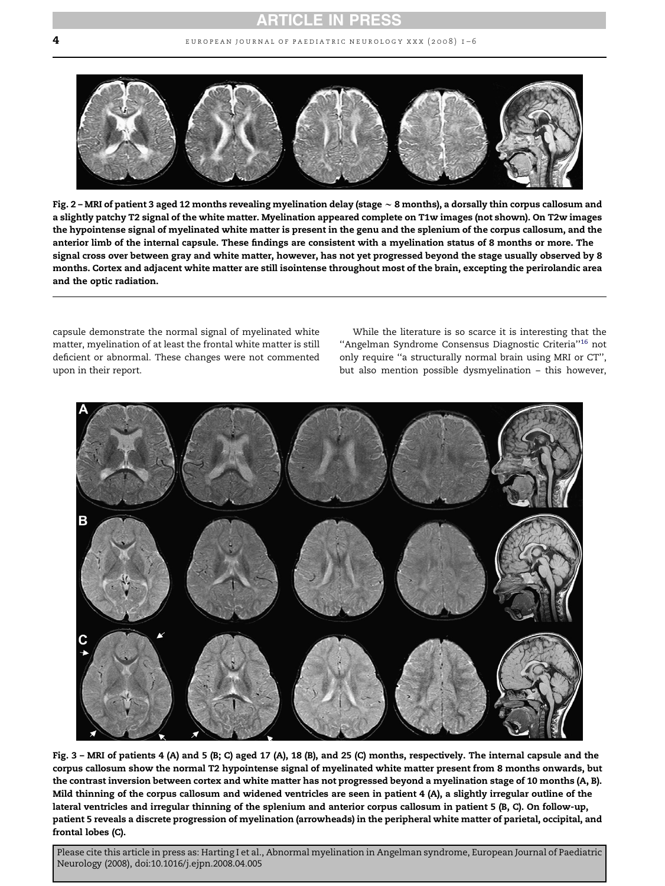**Fig. 2 – MRI of patient 3 aged 12 months revealing myelination delay (stage ~ 8 months), a dorsally thin corpus callosum and a slightly patchy T2 signal of the white matter. Myelination appeared complete on T1w images (not shown). On T2w images the hypointense signal of myelinated white matter is present in the genu and the splenium of the corpus callosum, and the anterior limb of the internal capsule. These findings are consistent with a myelination status of 8 months or more. The signal cross over between gray and white matter, however, has not yet progressed beyond the stage usually observed by 8 months. Cortex and adjacent white matter are still isointense throughout most of the brain, excepting the perirolandic area and the optic radiation.**

capsule demonstrate the normal signal of myelinated white matter, myelination of at least the frontal white matter is still deficient or abnormal. These changes were not commented upon in their report.

While the literature is so scarce it is interesting that the "Angelman Syndrome Consensus Diagnostic Criteria"[16] not only require "a structurally normal brain using MRI or CT", but also mention possible dysmyelination – this however,

**Fig. 3 – MRI of patients 4 (A) and 5 (B; C) aged 17 (A), 18 (B), and 25 (C) months, respectively. The internal capsule and the corpus callosum show the normal T2 hypointense signal of myelinated white matter present from 8 months onwards, but the contrast inversion between cortex and white matter has not progressed beyond a myelination stage of 10 months (A, B). Mild thinning of the corpus callosum and widened ventricles are seen in patient 4 (A), a slightly irregular outline of the lateral ventricles and irregular thinning of the splenium and anterior corpus callosum in patient 5 (B, C). On follow-up, patient 5 reveals a discrete progression of myelination (arrowheads) in the peripheral white matter of parietal, occipital, and frontal lobes (C).**

Please cite this article in press as: Harting I et al., Abnormal myelination in Angelman syndrome, European Journal of Paediatric Neurology (2008), doi:10.1016/j.ejpn.2008.04.005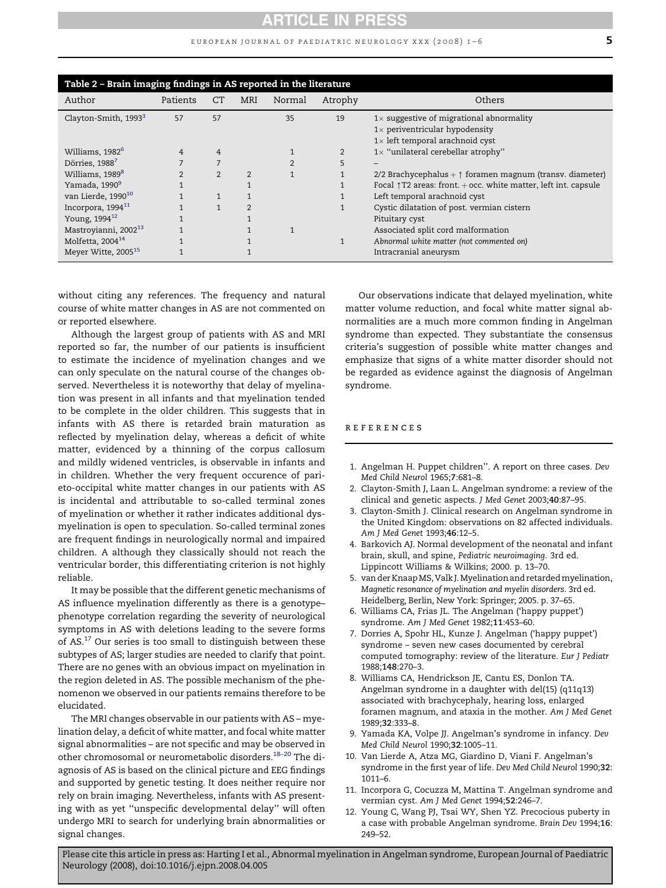**Table 2 – Brain imaging findings in AS reported in the literature**

| Author | Patients | CT | MRI | Normal | Atrophy | Others |
|---|---|---|---|---|---|---|
| Clayton-Smith, 1993[3] | 57 | 57 | | 35 | 19 | 1× suggestive of migrational abnormality<br>1× periventricular hypodensity<br>1× left temporal arachnoid cyst |
| Williams, 1982[6] | 4 | 4 | | 1 | 2 | 1× "unilateral cerebellar atrophy" |
| Dörries, 1988[7] | 7 | 7 | | 2 | 5 | – |
| Williams, 1989[8] | 2 | 2 | 2 | 1 | 1 | 2/2 Brachycephalus + ↑ foramen magnum (transv. diameter) |
| Yamada, 1990[9] | 1 | | 1 | | 1 | Focal ↑T2 areas: front. + occ. white matter, left int. capsule |
| van Lierde, 1990[10] | 1 | 1 | 1 | | 1 | Left temporal arachnoid cyst |
| Incorpora, 1994[11] | 1 | 1 | 2 | | 1 | Cystic dilatation of post. vermian cistern |
| Young, 1994[12] | 1 | | 1 | | | Pituitary cyst |
| Mastroyianni, 2002[13] | 1 | | 1 | 1 | | Associated split cord malformation |
| Molfetta, 2004[14] | 1 | | 1 | | 1 | *Abnormal white matter (not commented on)* |
| Meyer Witte, 2005[15] | 1 | | 1 | | | Intracranial aneurysm |

without citing any references. The frequency and natural course of white matter changes in AS are not commented on or reported elsewhere.

Although the largest group of patients with AS and MRI reported so far, the number of our patients is insufficient to estimate the incidence of myelination changes and we can only speculate on the natural course of the changes observed. Nevertheless it is noteworthy that delay of myelination was present in all infants and that myelination tended to be complete in the older children. This suggests that in infants with AS there is retarded brain maturation as reflected by myelination delay, whereas a deficit of white matter, evidenced by a thinning of the corpus callosum and mildly widened ventricles, is observable in infants and in children. Whether the very frequent occurence of parieto-occipital white matter changes in our patients with AS is incidental and attributable to so-called terminal zones of myelination or whether it rather indicates additional dysmyelination is open to speculation. So-called terminal zones are frequent findings in neurologically normal and impaired children. A although they classically should not reach the ventricular border, this differentiating criterion is not highly reliable.

It may be possible that the different genetic mechanisms of AS influence myelination differently as there is a genotype–phenotype correlation regarding the severity of neurological symptoms in AS with deletions leading to the severe forms of AS.[17] Our series is too small to distinguish between these subtypes of AS; larger studies are needed to clarify that point. There are no genes with an obvious impact on myelination in the region deleted in AS. The possible mechanism of the phenomenon we observed in our patients remains therefore to be elucidated.

The MRI changes observable in our patients with AS – myelination delay, a deficit of white matter, and focal white matter signal abnormalities – are not specific and may be observed in other chromosomal or neurometabolic disorders.[18–20] The diagnosis of AS is based on the clinical picture and EEG findings and supported by genetic testing. It does neither require nor rely on brain imaging. Nevertheless, infants with AS presenting with as yet "unspecific developmental delay" will often undergo MRI to search for underlying brain abnormalities or signal changes.

Our observations indicate that delayed myelination, white matter volume reduction, and focal white matter signal abnormalities are a much more common finding in Angelman syndrome than expected. They substantiate the consensus criteria's suggestion of possible white matter changes and emphasize that signs of a white matter disorder should not be regarded as evidence against the diagnosis of Angelman syndrome.

## REFERENCES

1. Angelman H. Puppet children". A report on three cases. *Dev Med Child Neurol* 1965;**7**:681–8.
2. Clayton-Smith J, Laan L. Angelman syndrome: a review of the clinical and genetic aspects. *J Med Genet* 2003;**40**:87–95.
3. Clayton-Smith J. Clinical research on Angelman syndrome in the United Kingdom: observations on 82 affected individuals. *Am J Med Genet* 1993;**46**:12–5.
4. Barkovich AJ. Normal development of the neonatal and infant brain, skull, and spine, *Pediatric neuroimaging*. 3rd ed. Lippincott Williams & Wilkins; 2000. p. 13–70.
5. van der Knaap MS, Valk J. Myelination and retarded myelination, *Magnetic resonance of myelination and myelin disorders*. 3rd ed. Heidelberg, Berlin, New York: Springer; 2005. p. 37–65.
6. Williams CA, Frias JL. The Angelman ('happy puppet') syndrome. *Am J Med Genet* 1982;**11**:453–60.
7. Dorries A, Spohr HL, Kunze J. Angelman ('happy puppet') syndrome – seven new cases documented by cerebral computed tomography: review of the literature. *Eur J Pediatr* 1988;**148**:270–3.
8. Williams CA, Hendrickson JE, Cantu ES, Donlon TA. Angelman syndrome in a daughter with del(15) (q11q13) associated with brachycephaly, hearing loss, enlarged foramen magnum, and ataxia in the mother. *Am J Med Genet* 1989;**32**:333–8.
9. Yamada KA, Volpe JJ. Angelman's syndrome in infancy. *Dev Med Child Neurol* 1990;**32**:1005–11.
10. Van Lierde A, Atza MG, Giardino D, Viani F. Angelman's syndrome in the first year of life. *Dev Med Child Neurol* 1990;**32**: 1011–6.
11. Incorpora G, Cocuzza M, Mattina T. Angelman syndrome and vermian cyst. *Am J Med Genet* 1994;**52**:246–7.
12. Young C, Wang PJ, Tsai WY, Shen YZ. Precocious puberty in a case with probable Angelman syndrome. *Brain Dev* 1994;**16**: 249–52.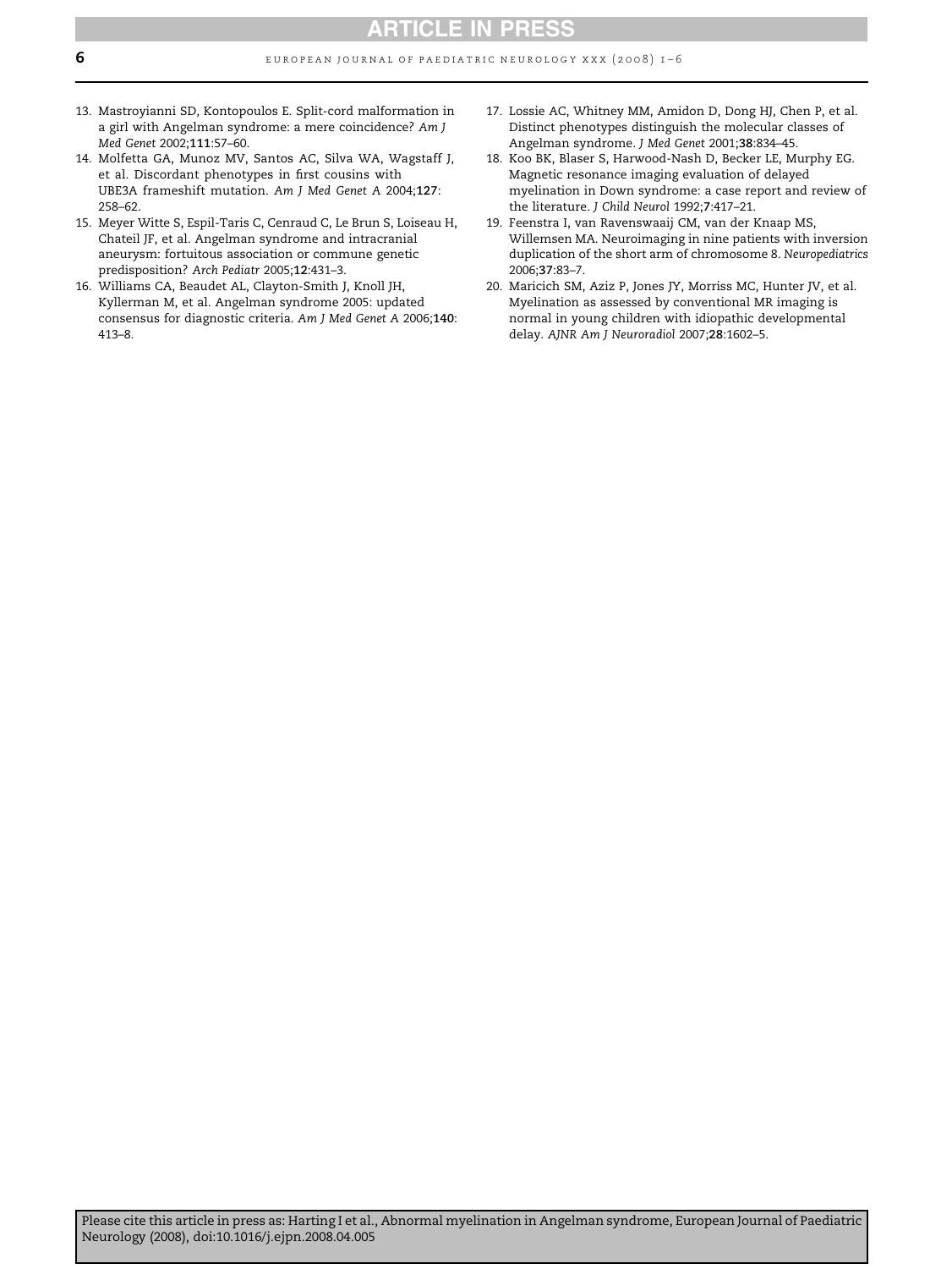13. Mastroyianni SD, Kontopoulos E. Split-cord malformation in a girl with Angelman syndrome: a mere coincidence? *Am J Med Genet* 2002;**111**:57–60.
14. Molfetta GA, Munoz MV, Santos AC, Silva WA, Wagstaff J, et al. Discordant phenotypes in first cousins with UBE3A frameshift mutation. *Am J Med Genet A* 2004;**127**: 258–62.
15. Meyer Witte S, Espil-Taris C, Cenraud C, Le Brun S, Loiseau H, Chateil JF, et al. Angelman syndrome and intracranial aneurysm: fortuitous association or commune genetic predisposition? *Arch Pediatr* 2005;**12**:431–3.
16. Williams CA, Beaudet AL, Clayton-Smith J, Knoll JH, Kyllerman M, et al. Angelman syndrome 2005: updated consensus for diagnostic criteria. *Am J Med Genet A* 2006;**140**: 413–8.
17. Lossie AC, Whitney MM, Amidon D, Dong HJ, Chen P, et al. Distinct phenotypes distinguish the molecular classes of Angelman syndrome. *J Med Genet* 2001;**38**:834–45.
18. Koo BK, Blaser S, Harwood-Nash D, Becker LE, Murphy EG. Magnetic resonance imaging evaluation of delayed myelination in Down syndrome: a case report and review of the literature. *J Child Neurol* 1992;**7**:417–21.
19. Feenstra I, van Ravenswaaij CM, van der Knaap MS, Willemsen MA. Neuroimaging in nine patients with inversion duplication of the short arm of chromosome 8. *Neuropediatrics* 2006;**37**:83–7.
20. Maricich SM, Aziz P, Jones JY, Morriss MC, Hunter JV, et al. Myelination as assessed by conventional MR imaging is normal in young children with idiopathic developmental delay. *AJNR Am J Neuroradiol* 2007;**28**:1602–5.

Please cite this article in press as: Harting I et al., Abnormal myelination in Angelman syndrome, European Journal of Paediatric Neurology (2008), doi:10.1016/j.ejpn.2008.04.005